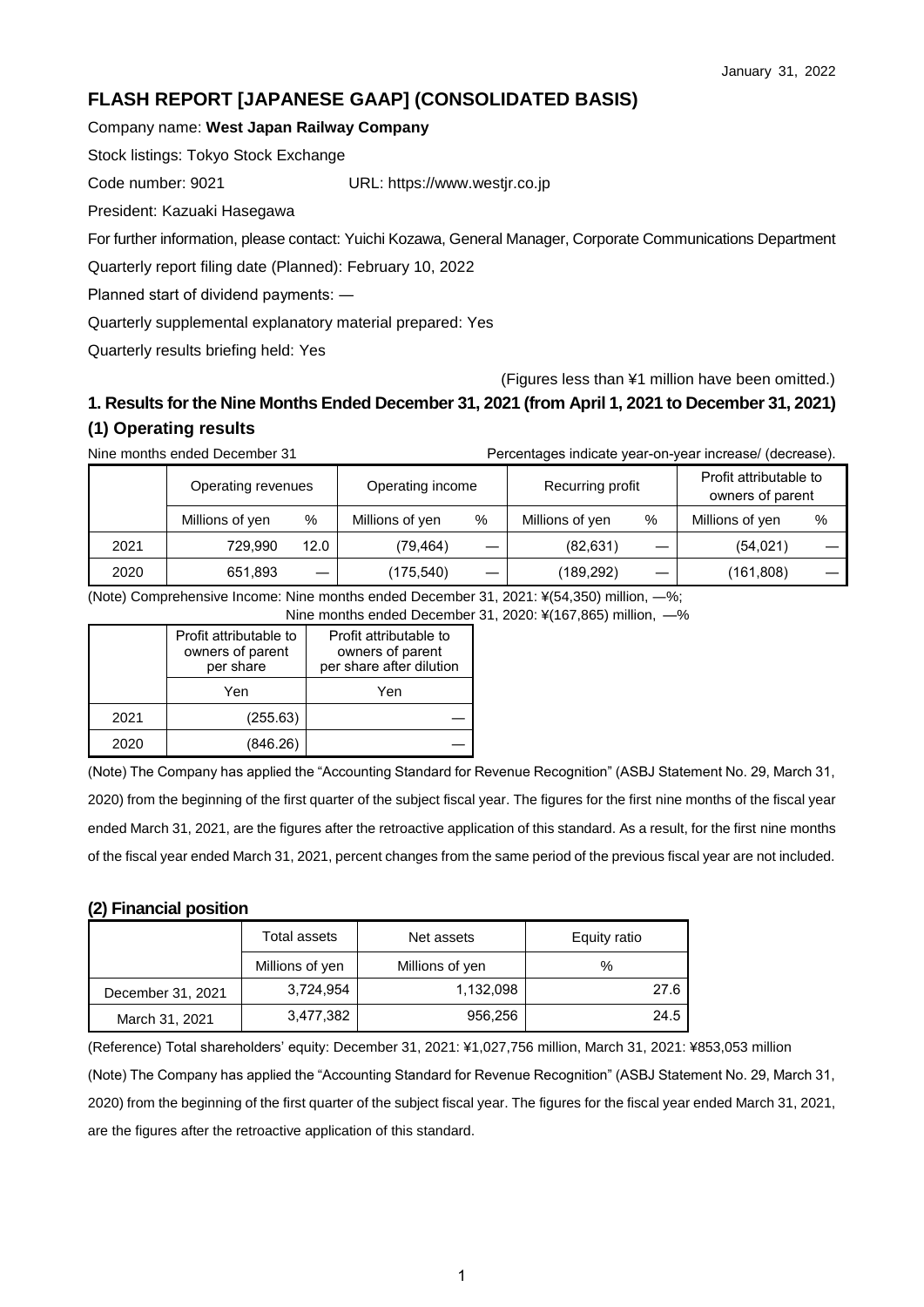January 31, 2022

# FLASH REPORT [JAPANESE GAAP] (CONSOLIDATED BASIS)

Company name: **West Japan Railway Company**

Stock listings: Tokyo Stock Exchange

Code number: 9021 URL: https://www.westjr.co.jp

President: Kazuaki Hasegawa

For further information, please contact: Yuichi Kozawa, General Manager, Corporate Communications Department

Quarterly report filing date (Planned): February 10, 2022

Planned start of dividend payments: —

Quarterly supplemental explanatory material prepared: Yes

Quarterly results briefing held: Yes

(Figures less than ¥1 million have been omitted.)

## 1. Results for the Nine Months Ended December 31, 2021 (from April 1, 2021 to December 31, 2021)

### (1) Operating results

Nine months ended December 31 — Percentages indicate year-on-year increase/ (decrease).

| | Operating revenues | | Operating income | | Recurring profit | | Profit attributable to owners of parent | |
|---|---|---|---|---|---|---|---|---|
| | Millions of yen | % | Millions of yen | % | Millions of yen | % | Millions of yen | % |
| 2021 | 729,990 | 12.0 | (79,464) | — | (82,631) | — | (54,021) | — |
| 2020 | 651,893 | — | (175,540) | — | (189,292) | — | (161,808) | — |

(Note) Comprehensive Income: Nine months ended December 31, 2021: ¥(54,350) million, —%;
Nine months ended December 31, 2020: ¥(167,865) million, —%

| | Profit attributable to owners of parent per share | Profit attributable to owners of parent per share after dilution |
|---|---|---|
| | Yen | Yen |
| 2021 | (255.63) | — |
| 2020 | (846.26) | — |

(Note) The Company has applied the "Accounting Standard for Revenue Recognition" (ASBJ Statement No. 29, March 31, 2020) from the beginning of the first quarter of the subject fiscal year. The figures for the first nine months of the fiscal year ended March 31, 2021, are the figures after the retroactive application of this standard. As a result, for the first nine months of the fiscal year ended March 31, 2021, percent changes from the same period of the previous fiscal year are not included.

### (2) Financial position

| | Total assets | Net assets | Equity ratio |
|---|---|---|---|
| | Millions of yen | Millions of yen | % |
| December 31, 2021 | 3,724,954 | 1,132,098 | 27.6 |
| March 31, 2021 | 3,477,382 | 956,256 | 24.5 |

(Reference) Total shareholders' equity: December 31, 2021: ¥1,027,756 million, March 31, 2021: ¥853,053 million

(Note) The Company has applied the "Accounting Standard for Revenue Recognition" (ASBJ Statement No. 29, March 31, 2020) from the beginning of the first quarter of the subject fiscal year. The figures for the fiscal year ended March 31, 2021, are the figures after the retroactive application of this standard.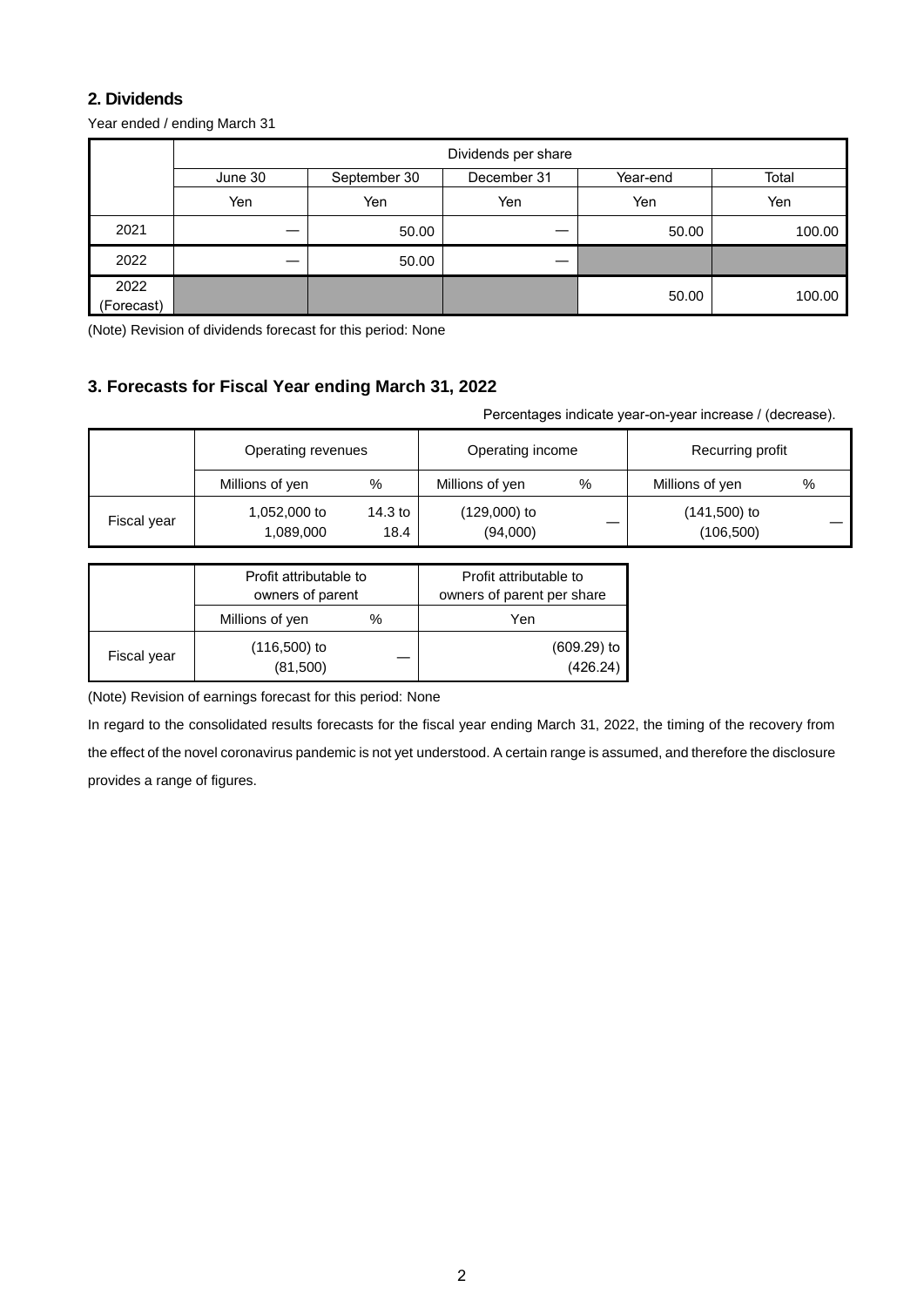## 2. Dividends

Year ended / ending March 31

| | Dividends per share | | | | |
|---|---|---|---|---|---|
| | June 30 | September 30 | December 31 | Year-end | Total |
| | Yen | Yen | Yen | Yen | Yen |
| 2021 | — | 50.00 | — | 50.00 | 100.00 |
| 2022 | — | 50.00 | — | | |
| 2022 (Forecast) | | | | 50.00 | 100.00 |

(Note) Revision of dividends forecast for this period: None

## 3. Forecasts for Fiscal Year ending March 31, 2022

Percentages indicate year-on-year increase / (decrease).

| | Operating revenues | | Operating income | | Recurring profit | |
|---|---|---|---|---|---|---|
| | Millions of yen | % | Millions of yen | % | Millions of yen | % |
| Fiscal year | 1,052,000 to 1,089,000 | 14.3 to 18.4 | (129,000) to (94,000) | — | (141,500) to (106,500) | — |

| | Profit attributable to owners of parent | | Profit attributable to owners of parent per share |
|---|---|---|---|
| | Millions of yen | % | Yen |
| Fiscal year | (116,500) to (81,500) | — | (609.29) to (426.24) |

(Note) Revision of earnings forecast for this period: None

In regard to the consolidated results forecasts for the fiscal year ending March 31, 2022, the timing of the recovery from the effect of the novel coronavirus pandemic is not yet understood. A certain range is assumed, and therefore the disclosure provides a range of figures.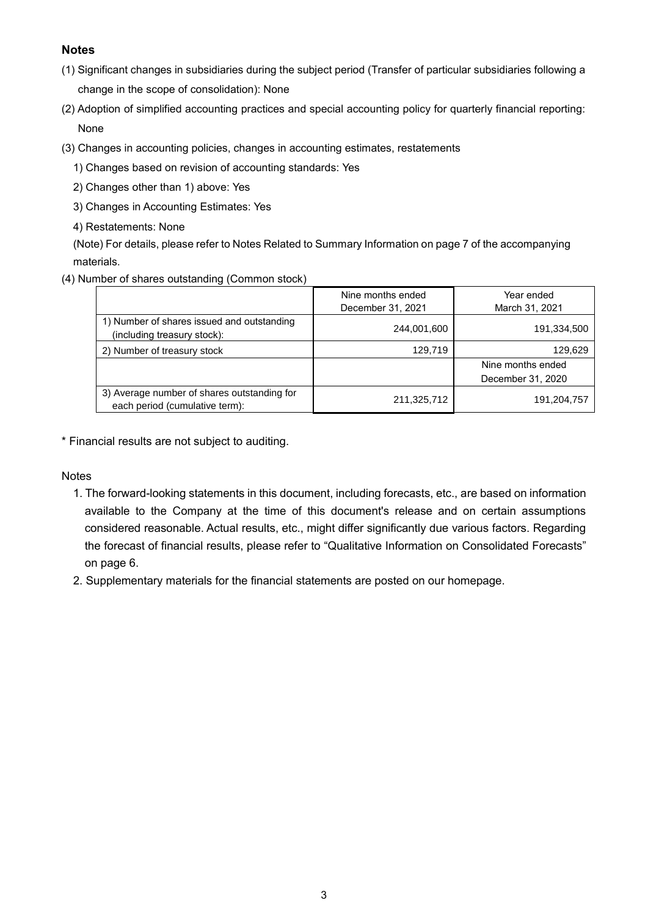**Notes**

(1) Significant changes in subsidiaries during the subject period (Transfer of particular subsidiaries following a change in the scope of consolidation): None

(2) Adoption of simplified accounting practices and special accounting policy for quarterly financial reporting: None

(3) Changes in accounting policies, changes in accounting estimates, restatements

1) Changes based on revision of accounting standards: Yes

2) Changes other than 1) above: Yes

3) Changes in Accounting Estimates: Yes

4) Restatements: None

(Note) For details, please refer to Notes Related to Summary Information on page 7 of the accompanying materials.

(4) Number of shares outstanding (Common stock)

| | Nine months ended December 31, 2021 | Year ended March 31, 2021 |
|---|---|---|
| 1) Number of shares issued and outstanding (including treasury stock): | 244,001,600 | 191,334,500 |
| 2) Number of treasury stock | 129,719 | 129,629 |
| | | Nine months ended December 31, 2020 |
| 3) Average number of shares outstanding for each period (cumulative term): | 211,325,712 | 191,204,757 |

\* Financial results are not subject to auditing.

Notes

1. The forward-looking statements in this document, including forecasts, etc., are based on information available to the Company at the time of this document's release and on certain assumptions considered reasonable. Actual results, etc., might differ significantly due various factors. Regarding the forecast of financial results, please refer to "Qualitative Information on Consolidated Forecasts" on page 6.
2. Supplementary materials for the financial statements are posted on our homepage.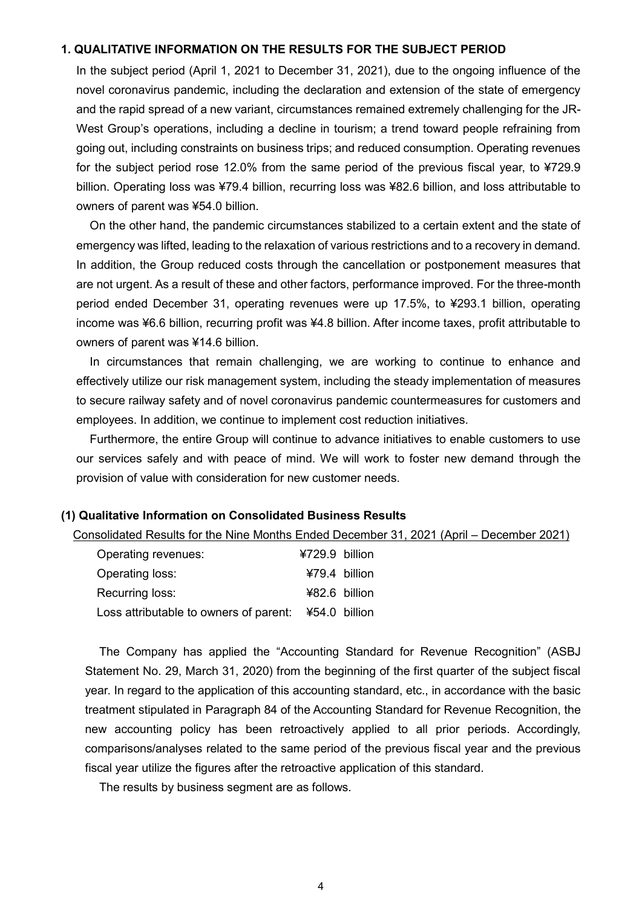## 1. QUALITATIVE INFORMATION ON THE RESULTS FOR THE SUBJECT PERIOD

In the subject period (April 1, 2021 to December 31, 2021), due to the ongoing influence of the novel coronavirus pandemic, including the declaration and extension of the state of emergency and the rapid spread of a new variant, circumstances remained extremely challenging for the JR-West Group's operations, including a decline in tourism; a trend toward people refraining from going out, including constraints on business trips; and reduced consumption. Operating revenues for the subject period rose 12.0% from the same period of the previous fiscal year, to ¥729.9 billion. Operating loss was ¥79.4 billion, recurring loss was ¥82.6 billion, and loss attributable to owners of parent was ¥54.0 billion.

On the other hand, the pandemic circumstances stabilized to a certain extent and the state of emergency was lifted, leading to the relaxation of various restrictions and to a recovery in demand. In addition, the Group reduced costs through the cancellation or postponement measures that are not urgent. As a result of these and other factors, performance improved. For the three-month period ended December 31, operating revenues were up 17.5%, to ¥293.1 billion, operating income was ¥6.6 billion, recurring profit was ¥4.8 billion. After income taxes, profit attributable to owners of parent was ¥14.6 billion.

In circumstances that remain challenging, we are working to continue to enhance and effectively utilize our risk management system, including the steady implementation of measures to secure railway safety and of novel coronavirus pandemic countermeasures for customers and employees. In addition, we continue to implement cost reduction initiatives.

Furthermore, the entire Group will continue to advance initiatives to enable customers to use our services safely and with peace of mind. We will work to foster new demand through the provision of value with consideration for new customer needs.

### (1) Qualitative Information on Consolidated Business Results

Consolidated Results for the Nine Months Ended December 31, 2021 (April – December 2021)

| | |
|---|---|
| Operating revenues: | ¥729.9 billion |
| Operating loss: | ¥79.4 billion |
| Recurring loss: | ¥82.6 billion |
| Loss attributable to owners of parent: | ¥54.0 billion |

The Company has applied the "Accounting Standard for Revenue Recognition" (ASBJ Statement No. 29, March 31, 2020) from the beginning of the first quarter of the subject fiscal year. In regard to the application of this accounting standard, etc., in accordance with the basic treatment stipulated in Paragraph 84 of the Accounting Standard for Revenue Recognition, the new accounting policy has been retroactively applied to all prior periods. Accordingly, comparisons/analyses related to the same period of the previous fiscal year and the previous fiscal year utilize the figures after the retroactive application of this standard.

The results by business segment are as follows.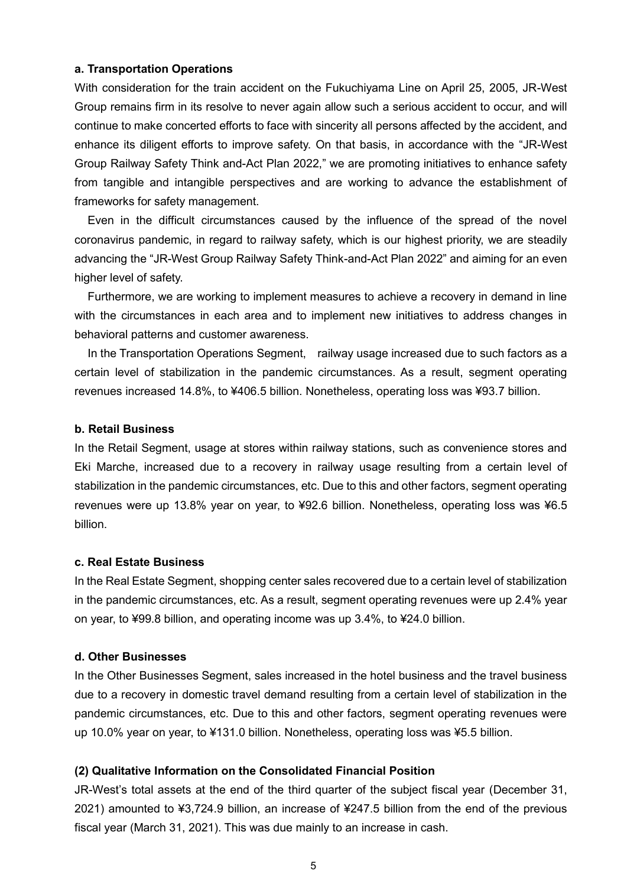**a. Transportation Operations**

With consideration for the train accident on the Fukuchiyama Line on April 25, 2005, JR-West Group remains firm in its resolve to never again allow such a serious accident to occur, and will continue to make concerted efforts to face with sincerity all persons affected by the accident, and enhance its diligent efforts to improve safety. On that basis, in accordance with the "JR-West Group Railway Safety Think and-Act Plan 2022," we are promoting initiatives to enhance safety from tangible and intangible perspectives and are working to advance the establishment of frameworks for safety management.

Even in the difficult circumstances caused by the influence of the spread of the novel coronavirus pandemic, in regard to railway safety, which is our highest priority, we are steadily advancing the "JR-West Group Railway Safety Think-and-Act Plan 2022" and aiming for an even higher level of safety.

Furthermore, we are working to implement measures to achieve a recovery in demand in line with the circumstances in each area and to implement new initiatives to address changes in behavioral patterns and customer awareness.

In the Transportation Operations Segment, railway usage increased due to such factors as a certain level of stabilization in the pandemic circumstances. As a result, segment operating revenues increased 14.8%, to ¥406.5 billion. Nonetheless, operating loss was ¥93.7 billion.

**b. Retail Business**

In the Retail Segment, usage at stores within railway stations, such as convenience stores and Eki Marche, increased due to a recovery in railway usage resulting from a certain level of stabilization in the pandemic circumstances, etc. Due to this and other factors, segment operating revenues were up 13.8% year on year, to ¥92.6 billion. Nonetheless, operating loss was ¥6.5 billion.

**c. Real Estate Business**

In the Real Estate Segment, shopping center sales recovered due to a certain level of stabilization in the pandemic circumstances, etc. As a result, segment operating revenues were up 2.4% year on year, to ¥99.8 billion, and operating income was up 3.4%, to ¥24.0 billion.

**d. Other Businesses**

In the Other Businesses Segment, sales increased in the hotel business and the travel business due to a recovery in domestic travel demand resulting from a certain level of stabilization in the pandemic circumstances, etc. Due to this and other factors, segment operating revenues were up 10.0% year on year, to ¥131.0 billion. Nonetheless, operating loss was ¥5.5 billion.

**(2) Qualitative Information on the Consolidated Financial Position**

JR-West's total assets at the end of the third quarter of the subject fiscal year (December 31, 2021) amounted to ¥3,724.9 billion, an increase of ¥247.5 billion from the end of the previous fiscal year (March 31, 2021). This was due mainly to an increase in cash.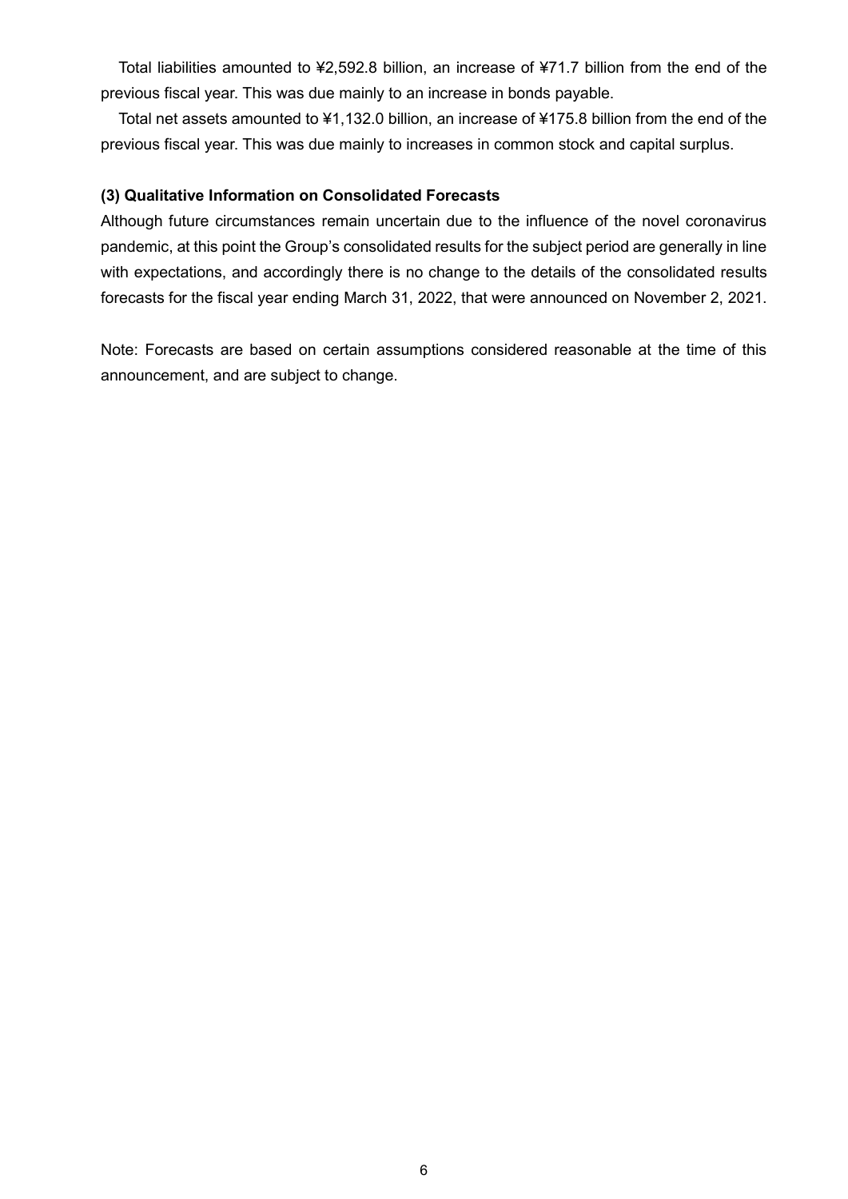Total liabilities amounted to ¥2,592.8 billion, an increase of ¥71.7 billion from the end of the previous fiscal year. This was due mainly to an increase in bonds payable.

Total net assets amounted to ¥1,132.0 billion, an increase of ¥175.8 billion from the end of the previous fiscal year. This was due mainly to increases in common stock and capital surplus.

### (3) Qualitative Information on Consolidated Forecasts

Although future circumstances remain uncertain due to the influence of the novel coronavirus pandemic, at this point the Group's consolidated results for the subject period are generally in line with expectations, and accordingly there is no change to the details of the consolidated results forecasts for the fiscal year ending March 31, 2022, that were announced on November 2, 2021.

Note: Forecasts are based on certain assumptions considered reasonable at the time of this announcement, and are subject to change.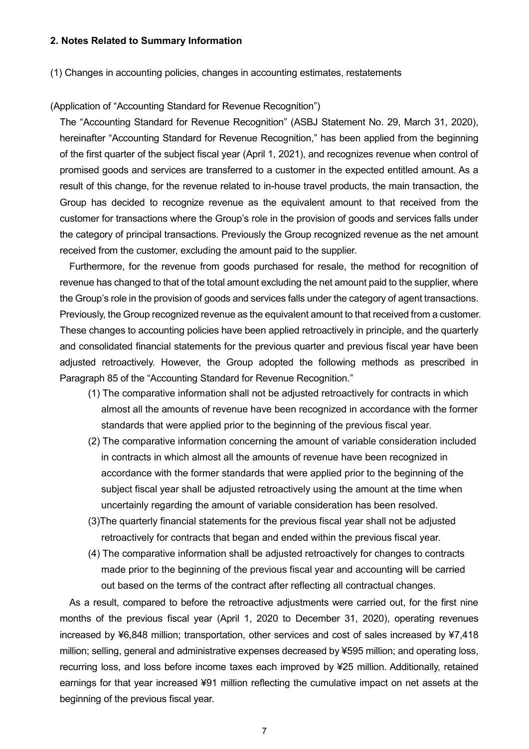## 2. Notes Related to Summary Information

(1) Changes in accounting policies, changes in accounting estimates, restatements

(Application of "Accounting Standard for Revenue Recognition")

The "Accounting Standard for Revenue Recognition" (ASBJ Statement No. 29, March 31, 2020), hereinafter "Accounting Standard for Revenue Recognition," has been applied from the beginning of the first quarter of the subject fiscal year (April 1, 2021), and recognizes revenue when control of promised goods and services are transferred to a customer in the expected entitled amount. As a result of this change, for the revenue related to in-house travel products, the main transaction, the Group has decided to recognize revenue as the equivalent amount to that received from the customer for transactions where the Group's role in the provision of goods and services falls under the category of principal transactions. Previously the Group recognized revenue as the net amount received from the customer, excluding the amount paid to the supplier.

Furthermore, for the revenue from goods purchased for resale, the method for recognition of revenue has changed to that of the total amount excluding the net amount paid to the supplier, where the Group's role in the provision of goods and services falls under the category of agent transactions. Previously, the Group recognized revenue as the equivalent amount to that received from a customer. These changes to accounting policies have been applied retroactively in principle, and the quarterly and consolidated financial statements for the previous quarter and previous fiscal year have been adjusted retroactively. However, the Group adopted the following methods as prescribed in Paragraph 85 of the "Accounting Standard for Revenue Recognition."

(1) The comparative information shall not be adjusted retroactively for contracts in which almost all the amounts of revenue have been recognized in accordance with the former standards that were applied prior to the beginning of the previous fiscal year.

(2) The comparative information concerning the amount of variable consideration included in contracts in which almost all the amounts of revenue have been recognized in accordance with the former standards that were applied prior to the beginning of the subject fiscal year shall be adjusted retroactively using the amount at the time when uncertainly regarding the amount of variable consideration has been resolved.

(3)The quarterly financial statements for the previous fiscal year shall not be adjusted retroactively for contracts that began and ended within the previous fiscal year.

(4) The comparative information shall be adjusted retroactively for changes to contracts made prior to the beginning of the previous fiscal year and accounting will be carried out based on the terms of the contract after reflecting all contractual changes.

As a result, compared to before the retroactive adjustments were carried out, for the first nine months of the previous fiscal year (April 1, 2020 to December 31, 2020), operating revenues increased by ¥6,848 million; transportation, other services and cost of sales increased by ¥7,418 million; selling, general and administrative expenses decreased by ¥595 million; and operating loss, recurring loss, and loss before income taxes each improved by ¥25 million. Additionally, retained earnings for that year increased ¥91 million reflecting the cumulative impact on net assets at the beginning of the previous fiscal year.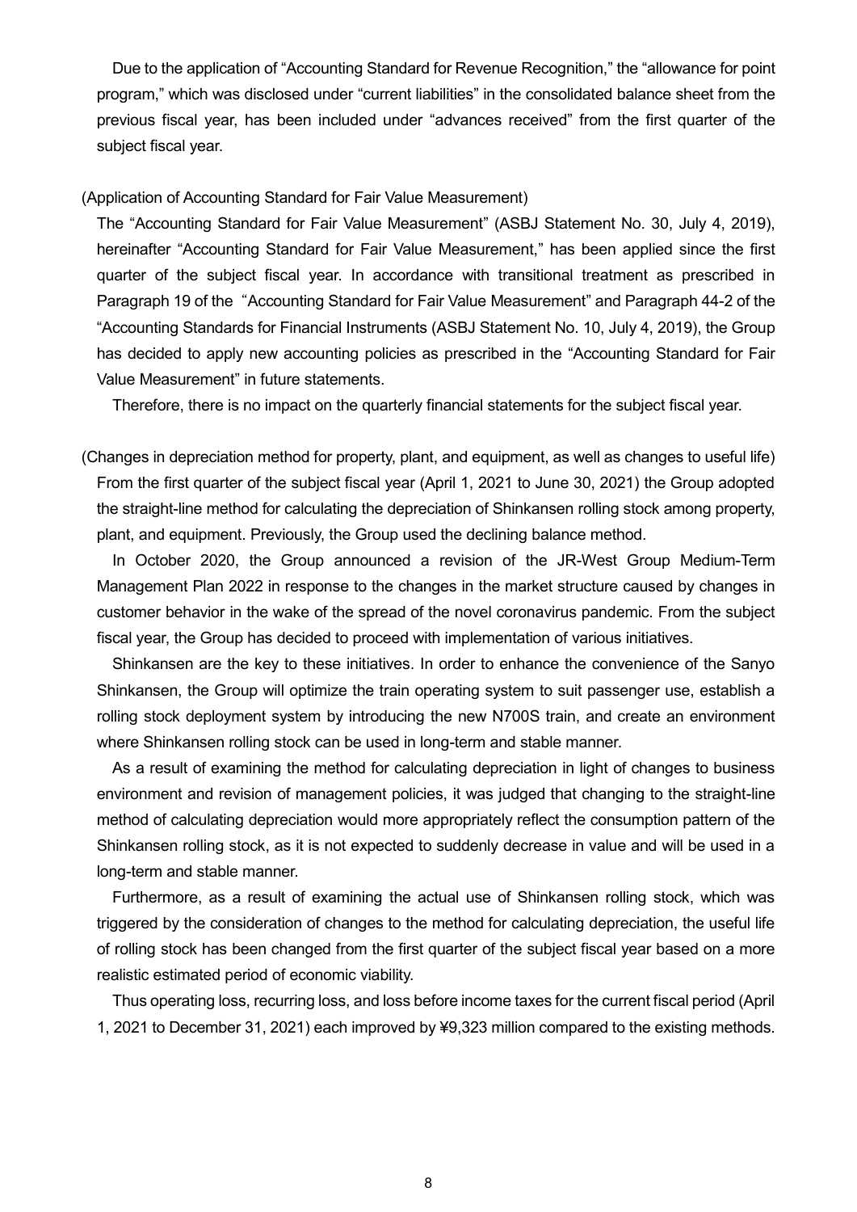Due to the application of "Accounting Standard for Revenue Recognition," the "allowance for point program," which was disclosed under "current liabilities" in the consolidated balance sheet from the previous fiscal year, has been included under "advances received" from the first quarter of the subject fiscal year.

(Application of Accounting Standard for Fair Value Measurement)

The "Accounting Standard for Fair Value Measurement" (ASBJ Statement No. 30, July 4, 2019), hereinafter "Accounting Standard for Fair Value Measurement," has been applied since the first quarter of the subject fiscal year. In accordance with transitional treatment as prescribed in Paragraph 19 of the "Accounting Standard for Fair Value Measurement" and Paragraph 44-2 of the "Accounting Standards for Financial Instruments (ASBJ Statement No. 10, July 4, 2019), the Group has decided to apply new accounting policies as prescribed in the "Accounting Standard for Fair Value Measurement" in future statements.

Therefore, there is no impact on the quarterly financial statements for the subject fiscal year.

(Changes in depreciation method for property, plant, and equipment, as well as changes to useful life)

From the first quarter of the subject fiscal year (April 1, 2021 to June 30, 2021) the Group adopted the straight-line method for calculating the depreciation of Shinkansen rolling stock among property, plant, and equipment. Previously, the Group used the declining balance method.

In October 2020, the Group announced a revision of the JR-West Group Medium-Term Management Plan 2022 in response to the changes in the market structure caused by changes in customer behavior in the wake of the spread of the novel coronavirus pandemic. From the subject fiscal year, the Group has decided to proceed with implementation of various initiatives.

Shinkansen are the key to these initiatives. In order to enhance the convenience of the Sanyo Shinkansen, the Group will optimize the train operating system to suit passenger use, establish a rolling stock deployment system by introducing the new N700S train, and create an environment where Shinkansen rolling stock can be used in long-term and stable manner.

As a result of examining the method for calculating depreciation in light of changes to business environment and revision of management policies, it was judged that changing to the straight-line method of calculating depreciation would more appropriately reflect the consumption pattern of the Shinkansen rolling stock, as it is not expected to suddenly decrease in value and will be used in a long-term and stable manner.

Furthermore, as a result of examining the actual use of Shinkansen rolling stock, which was triggered by the consideration of changes to the method for calculating depreciation, the useful life of rolling stock has been changed from the first quarter of the subject fiscal year based on a more realistic estimated period of economic viability.

Thus operating loss, recurring loss, and loss before income taxes for the current fiscal period (April 1, 2021 to December 31, 2021) each improved by ¥9,323 million compared to the existing methods.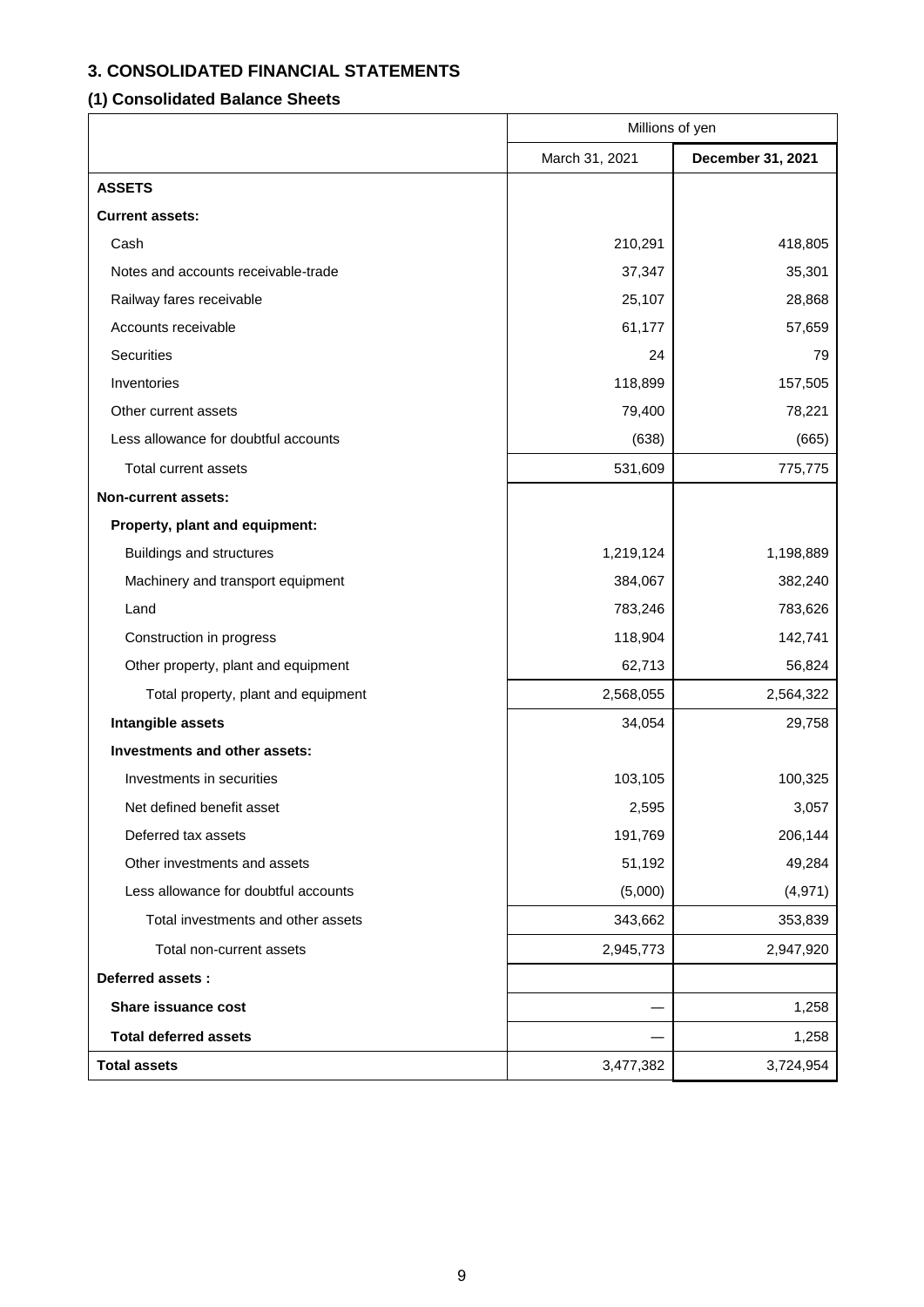## 3. CONSOLIDATED FINANCIAL STATEMENTS

### (1) Consolidated Balance Sheets

| | Millions of yen | |
|---|---|---|
| | March 31, 2021 | **December 31, 2021** |
| **ASSETS** | | |
| **Current assets:** | | |
| Cash | 210,291 | 418,805 |
| Notes and accounts receivable-trade | 37,347 | 35,301 |
| Railway fares receivable | 25,107 | 28,868 |
| Accounts receivable | 61,177 | 57,659 |
| Securities | 24 | 79 |
| Inventories | 118,899 | 157,505 |
| Other current assets | 79,400 | 78,221 |
| Less allowance for doubtful accounts | (638) | (665) |
| Total current assets | 531,609 | 775,775 |
| **Non-current assets:** | | |
| **Property, plant and equipment:** | | |
| Buildings and structures | 1,219,124 | 1,198,889 |
| Machinery and transport equipment | 384,067 | 382,240 |
| Land | 783,246 | 783,626 |
| Construction in progress | 118,904 | 142,741 |
| Other property, plant and equipment | 62,713 | 56,824 |
| Total property, plant and equipment | 2,568,055 | 2,564,322 |
| **Intangible assets** | 34,054 | 29,758 |
| **Investments and other assets:** | | |
| Investments in securities | 103,105 | 100,325 |
| Net defined benefit asset | 2,595 | 3,057 |
| Deferred tax assets | 191,769 | 206,144 |
| Other investments and assets | 51,192 | 49,284 |
| Less allowance for doubtful accounts | (5,000) | (4,971) |
| Total investments and other assets | 343,662 | 353,839 |
| Total non-current assets | 2,945,773 | 2,947,920 |
| **Deferred assets :** | | |
| **Share issuance cost** | — | 1,258 |
| **Total deferred assets** | — | 1,258 |
| **Total assets** | 3,477,382 | 3,724,954 |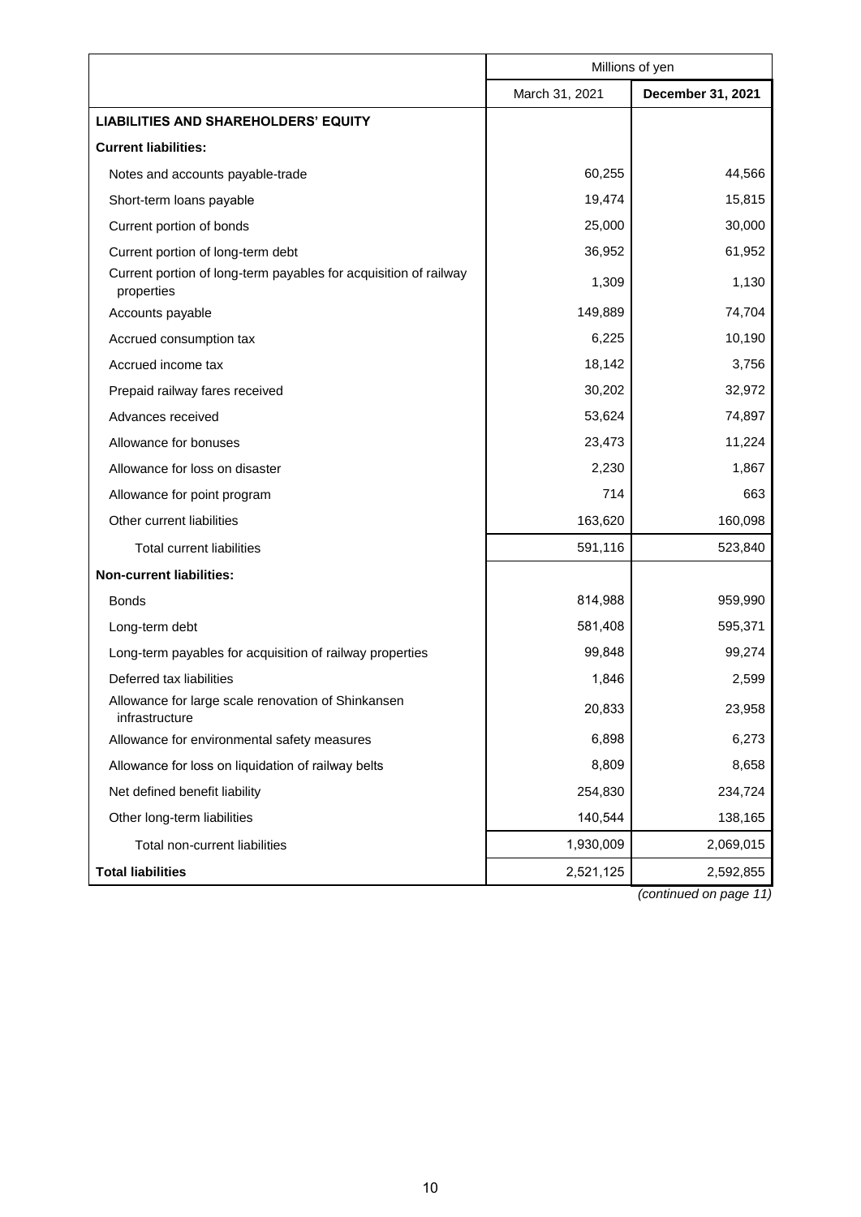| | Millions of yen | |
|---|---|---|
| | March 31, 2021 | **December 31, 2021** |
| **LIABILITIES AND SHAREHOLDERS' EQUITY** | | |
| **Current liabilities:** | | |
| Notes and accounts payable-trade | 60,255 | 44,566 |
| Short-term loans payable | 19,474 | 15,815 |
| Current portion of bonds | 25,000 | 30,000 |
| Current portion of long-term debt | 36,952 | 61,952 |
| Current portion of long-term payables for acquisition of railway properties | 1,309 | 1,130 |
| Accounts payable | 149,889 | 74,704 |
| Accrued consumption tax | 6,225 | 10,190 |
| Accrued income tax | 18,142 | 3,756 |
| Prepaid railway fares received | 30,202 | 32,972 |
| Advances received | 53,624 | 74,897 |
| Allowance for bonuses | 23,473 | 11,224 |
| Allowance for loss on disaster | 2,230 | 1,867 |
| Allowance for point program | 714 | 663 |
| Other current liabilities | 163,620 | 160,098 |
| Total current liabilities | 591,116 | 523,840 |
| **Non-current liabilities:** | | |
| Bonds | 814,988 | 959,990 |
| Long-term debt | 581,408 | 595,371 |
| Long-term payables for acquisition of railway properties | 99,848 | 99,274 |
| Deferred tax liabilities | 1,846 | 2,599 |
| Allowance for large scale renovation of Shinkansen infrastructure | 20,833 | 23,958 |
| Allowance for environmental safety measures | 6,898 | 6,273 |
| Allowance for loss on liquidation of railway belts | 8,809 | 8,658 |
| Net defined benefit liability | 254,830 | 234,724 |
| Other long-term liabilities | 140,544 | 138,165 |
| Total non-current liabilities | 1,930,009 | 2,069,015 |
| **Total liabilities** | 2,521,125 | 2,592,855 |

*(continued on page 11)*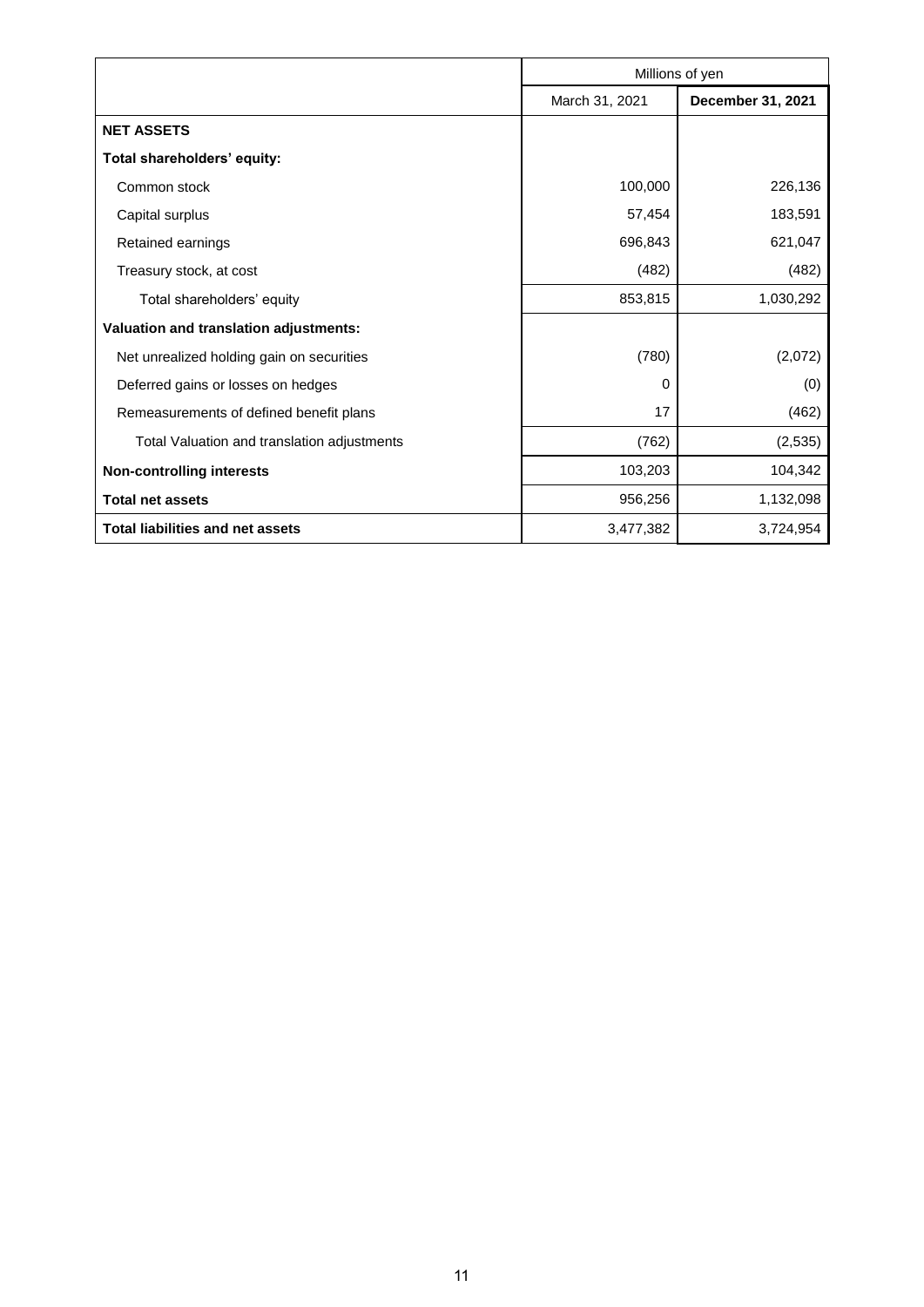| | Millions of yen | |
|---|---|---|
| | March 31, 2021 | **December 31, 2021** |
| **NET ASSETS** | | |
| **Total shareholders' equity:** | | |
| Common stock | 100,000 | 226,136 |
| Capital surplus | 57,454 | 183,591 |
| Retained earnings | 696,843 | 621,047 |
| Treasury stock, at cost | (482) | (482) |
| Total shareholders' equity | 853,815 | 1,030,292 |
| **Valuation and translation adjustments:** | | |
| Net unrealized holding gain on securities | (780) | (2,072) |
| Deferred gains or losses on hedges | 0 | (0) |
| Remeasurements of defined benefit plans | 17 | (462) |
| Total Valuation and translation adjustments | (762) | (2,535) |
| **Non-controlling interests** | 103,203 | 104,342 |
| **Total net assets** | 956,256 | 1,132,098 |
| **Total liabilities and net assets** | 3,477,382 | 3,724,954 |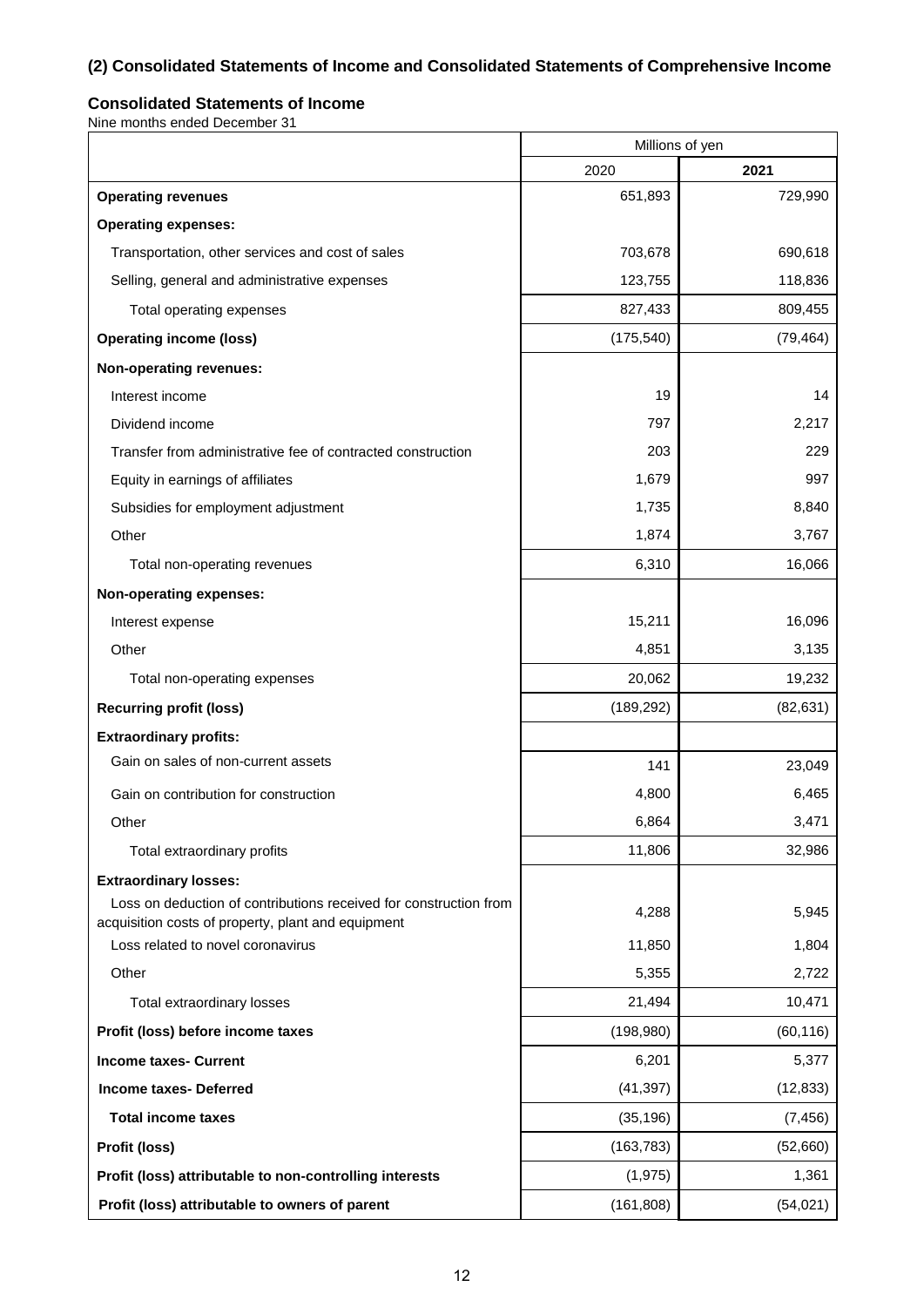## (2) Consolidated Statements of Income and Consolidated Statements of Comprehensive Income

### Consolidated Statements of Income

Nine months ended December 31

| | Millions of yen | |
|---|---|---|
| | 2020 | **2021** |
| **Operating revenues** | 651,893 | 729,990 |
| **Operating expenses:** | | |
| Transportation, other services and cost of sales | 703,678 | 690,618 |
| Selling, general and administrative expenses | 123,755 | 118,836 |
| Total operating expenses | 827,433 | 809,455 |
| **Operating income (loss)** | (175,540) | (79,464) |
| **Non-operating revenues:** | | |
| Interest income | 19 | 14 |
| Dividend income | 797 | 2,217 |
| Transfer from administrative fee of contracted construction | 203 | 229 |
| Equity in earnings of affiliates | 1,679 | 997 |
| Subsidies for employment adjustment | 1,735 | 8,840 |
| Other | 1,874 | 3,767 |
| Total non-operating revenues | 6,310 | 16,066 |
| **Non-operating expenses:** | | |
| Interest expense | 15,211 | 16,096 |
| Other | 4,851 | 3,135 |
| Total non-operating expenses | 20,062 | 19,232 |
| **Recurring profit (loss)** | (189,292) | (82,631) |
| **Extraordinary profits:** | | |
| Gain on sales of non-current assets | 141 | 23,049 |
| Gain on contribution for construction | 4,800 | 6,465 |
| Other | 6,864 | 3,471 |
| Total extraordinary profits | 11,806 | 32,986 |
| **Extraordinary losses:** | | |
| Loss on deduction of contributions received for construction from acquisition costs of property, plant and equipment | 4,288 | 5,945 |
| Loss related to novel coronavirus | 11,850 | 1,804 |
| Other | 5,355 | 2,722 |
| Total extraordinary losses | 21,494 | 10,471 |
| **Profit (loss) before income taxes** | (198,980) | (60,116) |
| **Income taxes- Current** | 6,201 | 5,377 |
| **Income taxes- Deferred** | (41,397) | (12,833) |
| **Total income taxes** | (35,196) | (7,456) |
| **Profit (loss)** | (163,783) | (52,660) |
| **Profit (loss) attributable to non-controlling interests** | (1,975) | 1,361 |
| **Profit (loss) attributable to owners of parent** | (161,808) | (54,021) |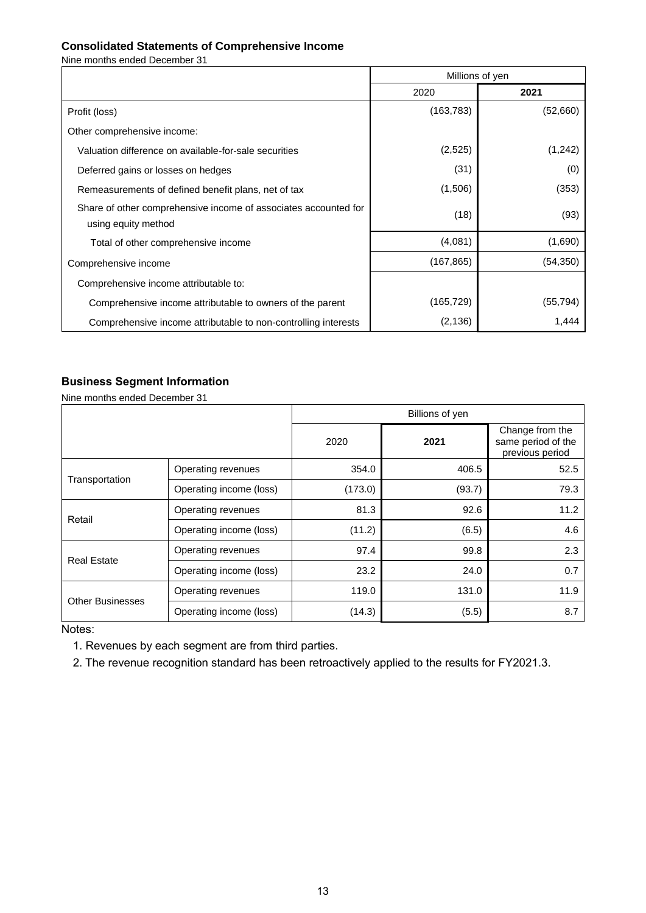### Consolidated Statements of Comprehensive Income

Nine months ended December 31

| | Millions of yen | |
|---|---|---|
| | 2020 | **2021** |
| Profit (loss) | (163,783) | (52,660) |
| Other comprehensive income: | | |
| Valuation difference on available-for-sale securities | (2,525) | (1,242) |
| Deferred gains or losses on hedges | (31) | (0) |
| Remeasurements of defined benefit plans, net of tax | (1,506) | (353) |
| Share of other comprehensive income of associates accounted for using equity method | (18) | (93) |
| Total of other comprehensive income | (4,081) | (1,690) |
| Comprehensive income | (167,865) | (54,350) |
| Comprehensive income attributable to: | | |
| Comprehensive income attributable to owners of the parent | (165,729) | (55,794) |
| Comprehensive income attributable to non-controlling interests | (2,136) | 1,444 |

### Business Segment Information

Nine months ended December 31

| | | Billions of yen | | |
|---|---|---|---|---|
| | | 2020 | **2021** | Change from the same period of the previous period |
| Transportation | Operating revenues | 354.0 | 406.5 | 52.5 |
| | Operating income (loss) | (173.0) | (93.7) | 79.3 |
| Retail | Operating revenues | 81.3 | 92.6 | 11.2 |
| | Operating income (loss) | (11.2) | (6.5) | 4.6 |
| Real Estate | Operating revenues | 97.4 | 99.8 | 2.3 |
| | Operating income (loss) | 23.2 | 24.0 | 0.7 |
| Other Businesses | Operating revenues | 119.0 | 131.0 | 11.9 |
| | Operating income (loss) | (14.3) | (5.5) | 8.7 |

Notes:

1. Revenues by each segment are from third parties.
2. The revenue recognition standard has been retroactively applied to the results for FY2021.3.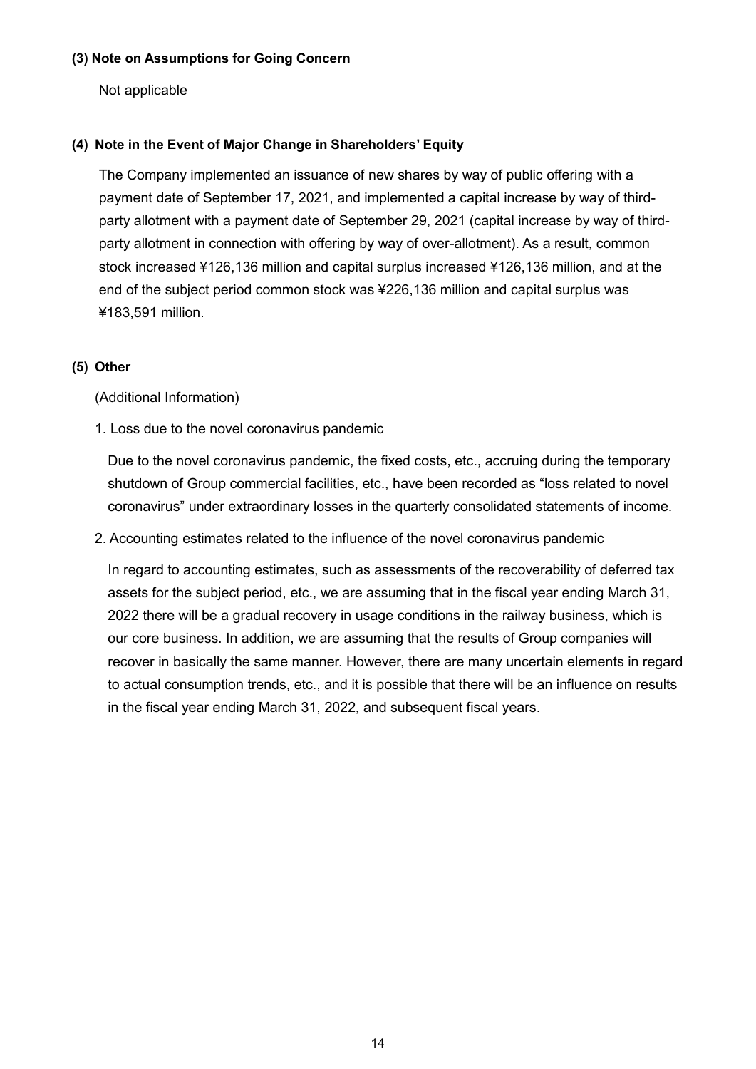**(3) Note on Assumptions for Going Concern**

Not applicable

**(4) Note in the Event of Major Change in Shareholders' Equity**

The Company implemented an issuance of new shares by way of public offering with a payment date of September 17, 2021, and implemented a capital increase by way of third-party allotment with a payment date of September 29, 2021 (capital increase by way of third-party allotment in connection with offering by way of over-allotment). As a result, common stock increased ¥126,136 million and capital surplus increased ¥126,136 million, and at the end of the subject period common stock was ¥226,136 million and capital surplus was ¥183,591 million.

**(5) Other**

(Additional Information)

1. Loss due to the novel coronavirus pandemic

Due to the novel coronavirus pandemic, the fixed costs, etc., accruing during the temporary shutdown of Group commercial facilities, etc., have been recorded as "loss related to novel coronavirus" under extraordinary losses in the quarterly consolidated statements of income.

2. Accounting estimates related to the influence of the novel coronavirus pandemic

In regard to accounting estimates, such as assessments of the recoverability of deferred tax assets for the subject period, etc., we are assuming that in the fiscal year ending March 31, 2022 there will be a gradual recovery in usage conditions in the railway business, which is our core business. In addition, we are assuming that the results of Group companies will recover in basically the same manner. However, there are many uncertain elements in regard to actual consumption trends, etc., and it is possible that there will be an influence on results in the fiscal year ending March 31, 2022, and subsequent fiscal years.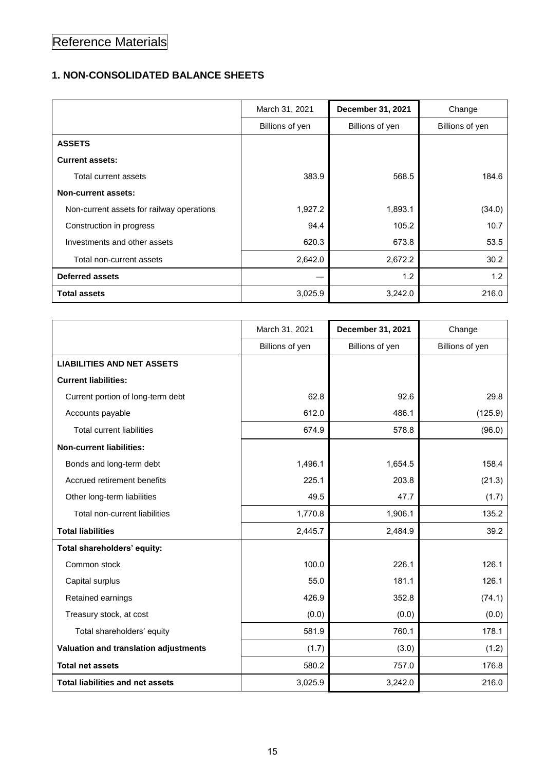# Reference Materials

## 1. NON-CONSOLIDATED BALANCE SHEETS

| | March 31, 2021 | **December 31, 2021** | Change |
|---|---|---|---|
| | Billions of yen | Billions of yen | Billions of yen |
| **ASSETS** | | | |
| **Current assets:** | | | |
| Total current assets | 383.9 | 568.5 | 184.6 |
| **Non-current assets:** | | | |
| Non-current assets for railway operations | 1,927.2 | 1,893.1 | (34.0) |
| Construction in progress | 94.4 | 105.2 | 10.7 |
| Investments and other assets | 620.3 | 673.8 | 53.5 |
| Total non-current assets | 2,642.0 | 2,672.2 | 30.2 |
| **Deferred assets** | — | 1.2 | 1.2 |
| **Total assets** | 3,025.9 | 3,242.0 | 216.0 |

| | March 31, 2021 | **December 31, 2021** | Change |
|---|---|---|---|
| | Billions of yen | Billions of yen | Billions of yen |
| **LIABILITIES AND NET ASSETS** | | | |
| **Current liabilities:** | | | |
| Current portion of long-term debt | 62.8 | 92.6 | 29.8 |
| Accounts payable | 612.0 | 486.1 | (125.9) |
| Total current liabilities | 674.9 | 578.8 | (96.0) |
| **Non-current liabilities:** | | | |
| Bonds and long-term debt | 1,496.1 | 1,654.5 | 158.4 |
| Accrued retirement benefits | 225.1 | 203.8 | (21.3) |
| Other long-term liabilities | 49.5 | 47.7 | (1.7) |
| Total non-current liabilities | 1,770.8 | 1,906.1 | 135.2 |
| **Total liabilities** | 2,445.7 | 2,484.9 | 39.2 |
| **Total shareholders' equity:** | | | |
| Common stock | 100.0 | 226.1 | 126.1 |
| Capital surplus | 55.0 | 181.1 | 126.1 |
| Retained earnings | 426.9 | 352.8 | (74.1) |
| Treasury stock, at cost | (0.0) | (0.0) | (0.0) |
| Total shareholders' equity | 581.9 | 760.1 | 178.1 |
| **Valuation and translation adjustments** | (1.7) | (3.0) | (1.2) |
| **Total net assets** | 580.2 | 757.0 | 176.8 |
| **Total liabilities and net assets** | 3,025.9 | 3,242.0 | 216.0 |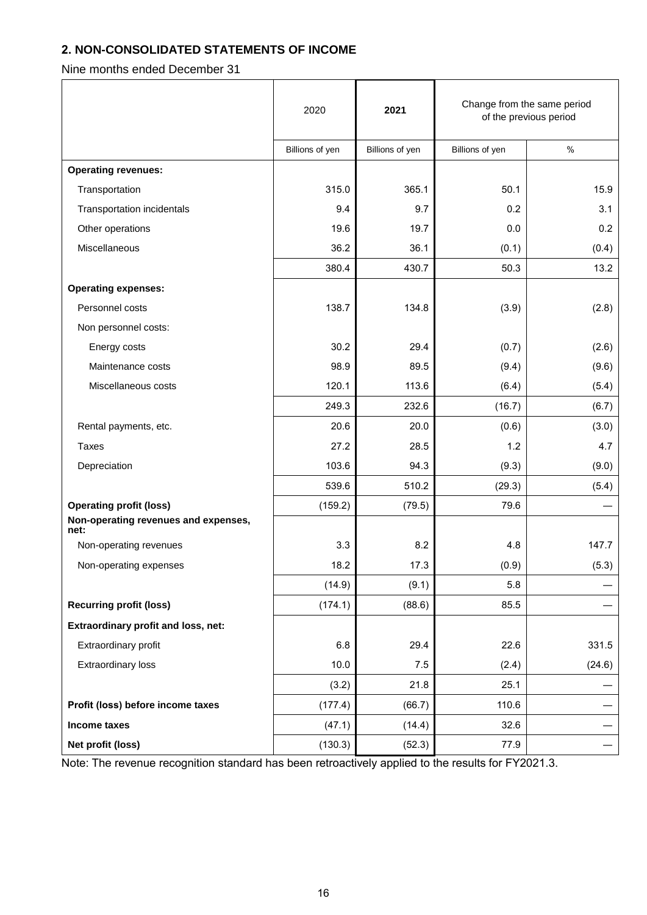## 2. NON-CONSOLIDATED STATEMENTS OF INCOME

Nine months ended December 31

| | 2020 | **2021** | Change from the same period of the previous period | |
|---|---|---|---|---|
| | Billions of yen | Billions of yen | Billions of yen | % |
| **Operating revenues:** | | | | |
| Transportation | 315.0 | 365.1 | 50.1 | 15.9 |
| Transportation incidentals | 9.4 | 9.7 | 0.2 | 3.1 |
| Other operations | 19.6 | 19.7 | 0.0 | 0.2 |
| Miscellaneous | 36.2 | 36.1 | (0.1) | (0.4) |
| | 380.4 | 430.7 | 50.3 | 13.2 |
| **Operating expenses:** | | | | |
| Personnel costs | 138.7 | 134.8 | (3.9) | (2.8) |
| Non personnel costs: | | | | |
| Energy costs | 30.2 | 29.4 | (0.7) | (2.6) |
| Maintenance costs | 98.9 | 89.5 | (9.4) | (9.6) |
| Miscellaneous costs | 120.1 | 113.6 | (6.4) | (5.4) |
| | 249.3 | 232.6 | (16.7) | (6.7) |
| Rental payments, etc. | 20.6 | 20.0 | (0.6) | (3.0) |
| Taxes | 27.2 | 28.5 | 1.2 | 4.7 |
| Depreciation | 103.6 | 94.3 | (9.3) | (9.0) |
| | 539.6 | 510.2 | (29.3) | (5.4) |
| **Operating profit (loss)** | (159.2) | (79.5) | 79.6 | — |
| **Non-operating revenues and expenses, net:** | | | | |
| Non-operating revenues | 3.3 | 8.2 | 4.8 | 147.7 |
| Non-operating expenses | 18.2 | 17.3 | (0.9) | (5.3) |
| | (14.9) | (9.1) | 5.8 | — |
| **Recurring profit (loss)** | (174.1) | (88.6) | 85.5 | — |
| **Extraordinary profit and loss, net:** | | | | |
| Extraordinary profit | 6.8 | 29.4 | 22.6 | 331.5 |
| Extraordinary loss | 10.0 | 7.5 | (2.4) | (24.6) |
| | (3.2) | 21.8 | 25.1 | — |
| **Profit (loss) before income taxes** | (177.4) | (66.7) | 110.6 | — |
| **Income taxes** | (47.1) | (14.4) | 32.6 | — |
| **Net profit (loss)** | (130.3) | (52.3) | 77.9 | — |

Note: The revenue recognition standard has been retroactively applied to the results for FY2021.3.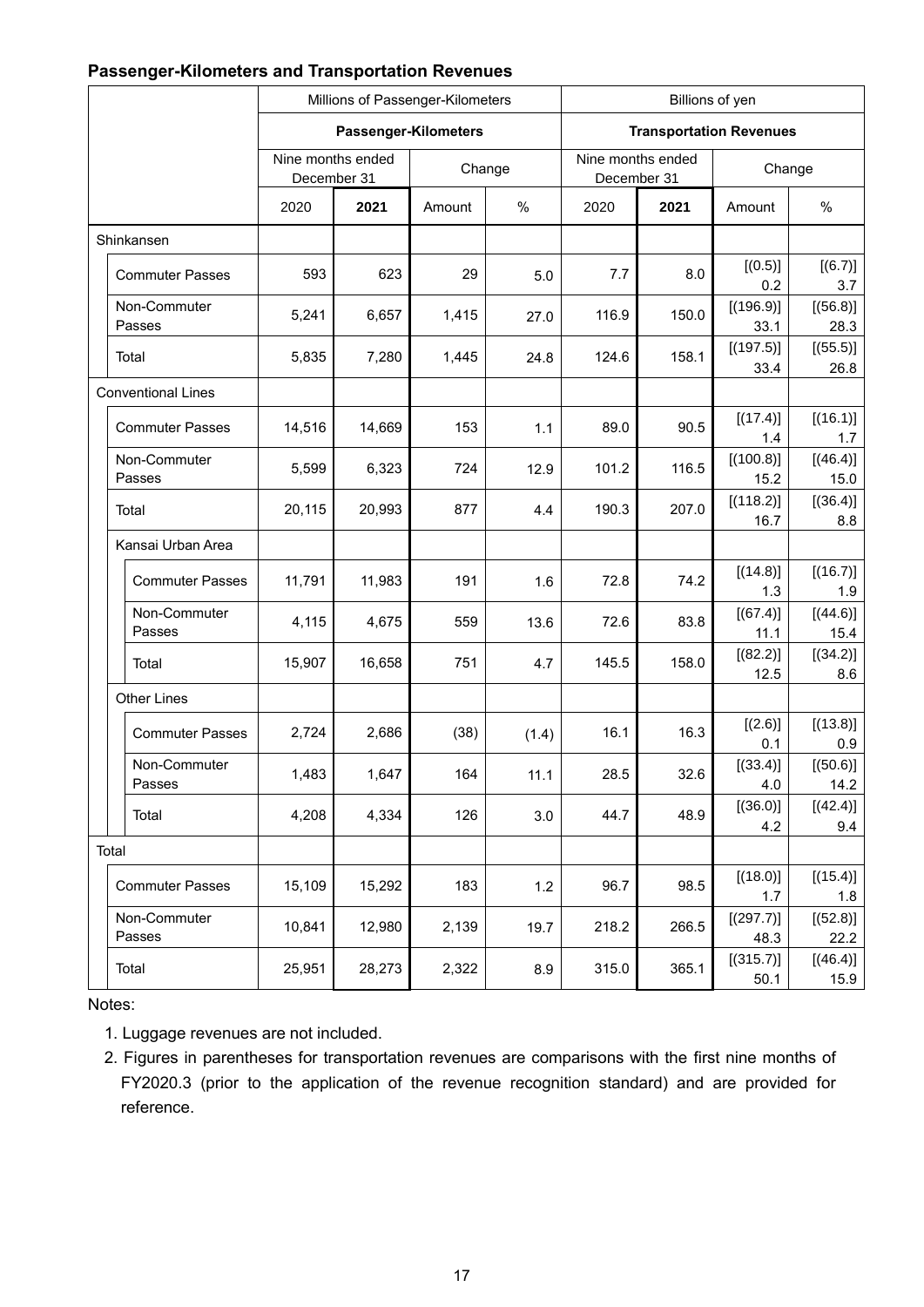### Passenger-Kilometers and Transportation Revenues

| | Millions of Passenger-Kilometers | | | | Billions of yen | | | |
|---|---|---|---|---|---|---|---|---|
| | **Passenger-Kilometers** | | | | **Transportation Revenues** | | | |
| | Nine months ended December 31 | | Change | | Nine months ended December 31 | | Change | |
| | 2020 | **2021** | Amount | % | 2020 | **2021** | Amount | % |
| Shinkansen | | | | | | | | |
| Commuter Passes | 593 | 623 | 29 | 5.0 | 7.7 | 8.0 | [(0.5)] 0.2 | [(6.7)] 3.7 |
| Non-Commuter Passes | 5,241 | 6,657 | 1,415 | 27.0 | 116.9 | 150.0 | [(196.9)] 33.1 | [(56.8)] 28.3 |
| Total | 5,835 | 7,280 | 1,445 | 24.8 | 124.6 | 158.1 | [(197.5)] 33.4 | [(55.5)] 26.8 |
| Conventional Lines | | | | | | | | |
| Commuter Passes | 14,516 | 14,669 | 153 | 1.1 | 89.0 | 90.5 | [(17.4)] 1.4 | [(16.1)] 1.7 |
| Non-Commuter Passes | 5,599 | 6,323 | 724 | 12.9 | 101.2 | 116.5 | [(100.8)] 15.2 | [(46.4)] 15.0 |
| Total | 20,115 | 20,993 | 877 | 4.4 | 190.3 | 207.0 | [(118.2)] 16.7 | [(36.4)] 8.8 |
| Kansai Urban Area | | | | | | | | |
| Commuter Passes | 11,791 | 11,983 | 191 | 1.6 | 72.8 | 74.2 | [(14.8)] 1.3 | [(16.7)] 1.9 |
| Non-Commuter Passes | 4,115 | 4,675 | 559 | 13.6 | 72.6 | 83.8 | [(67.4)] 11.1 | [(44.6)] 15.4 |
| Total | 15,907 | 16,658 | 751 | 4.7 | 145.5 | 158.0 | [(82.2)] 12.5 | [(34.2)] 8.6 |
| Other Lines | | | | | | | | |
| Commuter Passes | 2,724 | 2,686 | (38) | (1.4) | 16.1 | 16.3 | [(2.6)] 0.1 | [(13.8)] 0.9 |
| Non-Commuter Passes | 1,483 | 1,647 | 164 | 11.1 | 28.5 | 32.6 | [(33.4)] 4.0 | [(50.6)] 14.2 |
| Total | 4,208 | 4,334 | 126 | 3.0 | 44.7 | 48.9 | [(36.0)] 4.2 | [(42.4)] 9.4 |
| Total | | | | | | | | |
| Commuter Passes | 15,109 | 15,292 | 183 | 1.2 | 96.7 | 98.5 | [(18.0)] 1.7 | [(15.4)] 1.8 |
| Non-Commuter Passes | 10,841 | 12,980 | 2,139 | 19.7 | 218.2 | 266.5 | [(297.7)] 48.3 | [(52.8)] 22.2 |
| Total | 25,951 | 28,273 | 2,322 | 8.9 | 315.0 | 365.1 | [(315.7)] 50.1 | [(46.4)] 15.9 |

Notes:

1. Luggage revenues are not included.
2. Figures in parentheses for transportation revenues are comparisons with the first nine months of FY2020.3 (prior to the application of the revenue recognition standard) and are provided for reference.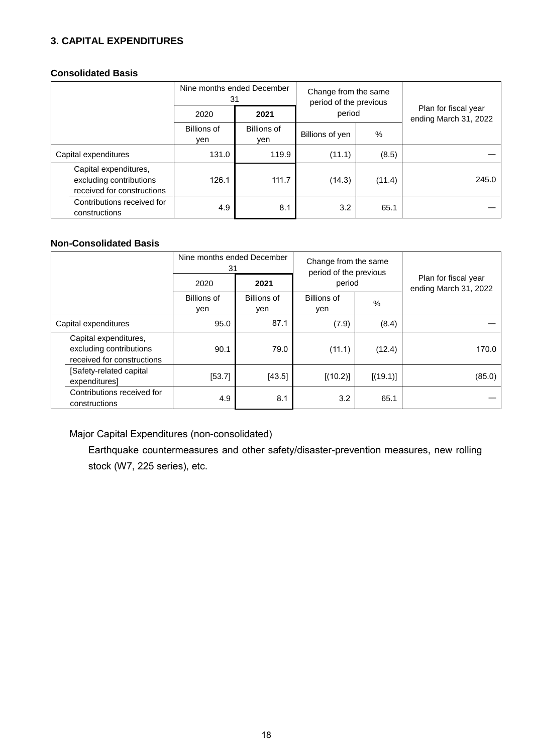## 3. CAPITAL EXPENDITURES

### Consolidated Basis

| | Nine months ended December 31 | | Change from the same period of the previous period | | Plan for fiscal year ending March 31, 2022 |
|---|---|---|---|---|---|
| | 2020 | **2021** | | | |
| | Billions of yen | Billions of yen | Billions of yen | % | |
| Capital expenditures | 131.0 | 119.9 | (11.1) | (8.5) | — |
| Capital expenditures, excluding contributions received for constructions | 126.1 | 111.7 | (14.3) | (11.4) | 245.0 |
| Contributions received for constructions | 4.9 | 8.1 | 3.2 | 65.1 | — |

### Non-Consolidated Basis

| | Nine months ended December 31 | | Change from the same period of the previous period | | Plan for fiscal year ending March 31, 2022 |
|---|---|---|---|---|---|
| | 2020 | **2021** | | | |
| | Billions of yen | Billions of yen | Billions of yen | % | |
| Capital expenditures | 95.0 | 87.1 | (7.9) | (8.4) | — |
| Capital expenditures, excluding contributions received for constructions | 90.1 | 79.0 | (11.1) | (12.4) | 170.0 |
| [Safety-related capital expenditures] | [53.7] | [43.5] | [(10.2)] | [(19.1)] | (85.0) |
| Contributions received for constructions | 4.9 | 8.1 | 3.2 | 65.1 | — |

Major Capital Expenditures (non-consolidated)

Earthquake countermeasures and other safety/disaster-prevention measures, new rolling stock (W7, 225 series), etc.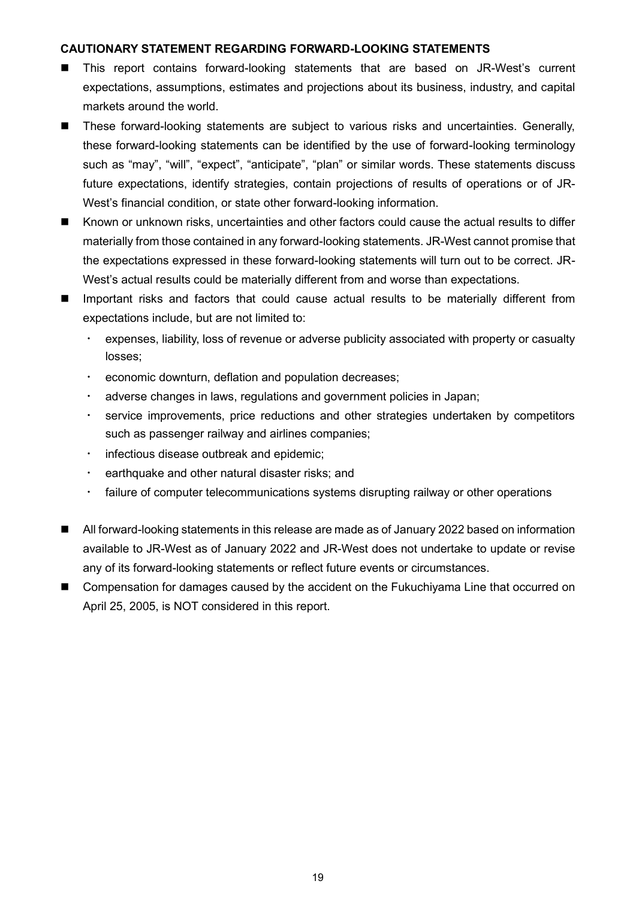**CAUTIONARY STATEMENT REGARDING FORWARD-LOOKING STATEMENTS**

- This report contains forward-looking statements that are based on JR-West's current expectations, assumptions, estimates and projections about its business, industry, and capital markets around the world.
- These forward-looking statements are subject to various risks and uncertainties. Generally, these forward-looking statements can be identified by the use of forward-looking terminology such as "may", "will", "expect", "anticipate", "plan" or similar words. These statements discuss future expectations, identify strategies, contain projections of results of operations or of JR-West's financial condition, or state other forward-looking information.
- Known or unknown risks, uncertainties and other factors could cause the actual results to differ materially from those contained in any forward-looking statements. JR-West cannot promise that the expectations expressed in these forward-looking statements will turn out to be correct. JR-West's actual results could be materially different from and worse than expectations.
- Important risks and factors that could cause actual results to be materially different from expectations include, but are not limited to:
  - expenses, liability, loss of revenue or adverse publicity associated with property or casualty losses;
  - economic downturn, deflation and population decreases;
  - adverse changes in laws, regulations and government policies in Japan;
  - service improvements, price reductions and other strategies undertaken by competitors such as passenger railway and airlines companies;
  - infectious disease outbreak and epidemic;
  - earthquake and other natural disaster risks; and
  - failure of computer telecommunications systems disrupting railway or other operations
- All forward-looking statements in this release are made as of January 2022 based on information available to JR-West as of January 2022 and JR-West does not undertake to update or revise any of its forward-looking statements or reflect future events or circumstances.
- Compensation for damages caused by the accident on the Fukuchiyama Line that occurred on April 25, 2005, is NOT considered in this report.